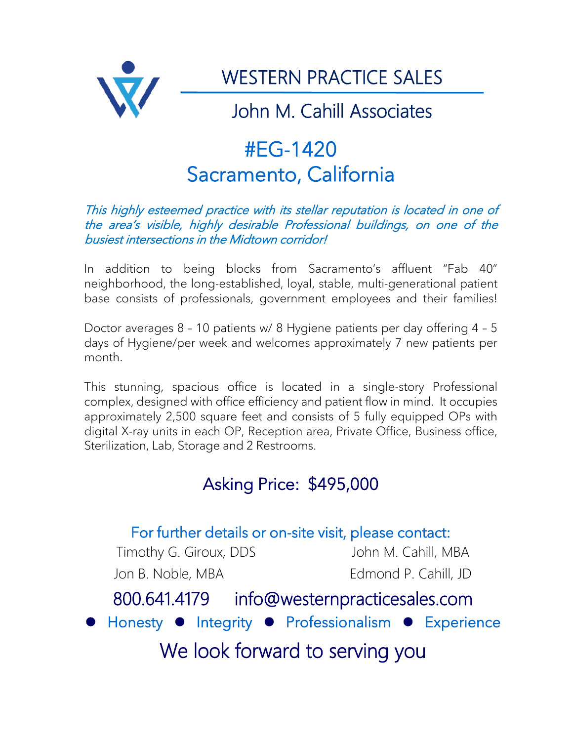# WESTERN PRACTICE SALES

## John M. Cahill Associates

# #EG-1420
# Sacramento, California

*This highly esteemed practice with its stellar reputation is located in one of the area's visible, highly desirable Professional buildings, on one of the busiest intersections in the Midtown corridor!*

In addition to being blocks from Sacramento's affluent "Fab 40" neighborhood, the long-established, loyal, stable, multi-generational patient base consists of professionals, government employees and their families!

Doctor averages 8 – 10 patients w/ 8 Hygiene patients per day offering 4 – 5 days of Hygiene/per week and welcomes approximately 7 new patients per month.

This stunning, spacious office is located in a single-story Professional complex, designed with office efficiency and patient flow in mind. It occupies approximately 2,500 square feet and consists of 5 fully equipped OPs with digital X-ray units in each OP, Reception area, Private Office, Business office, Sterilization, Lab, Storage and 2 Restrooms.

## Asking Price: $495,000

### For further details or on-site visit, please contact:

Timothy G. Giroux, DDS
John M. Cahill, MBA
Jon B. Noble, MBA
Edmond P. Cahill, JD

**800.641.4179   info@westernpracticesales.com**

● Honesty ● Integrity ● Professionalism ● Experience

We look forward to serving you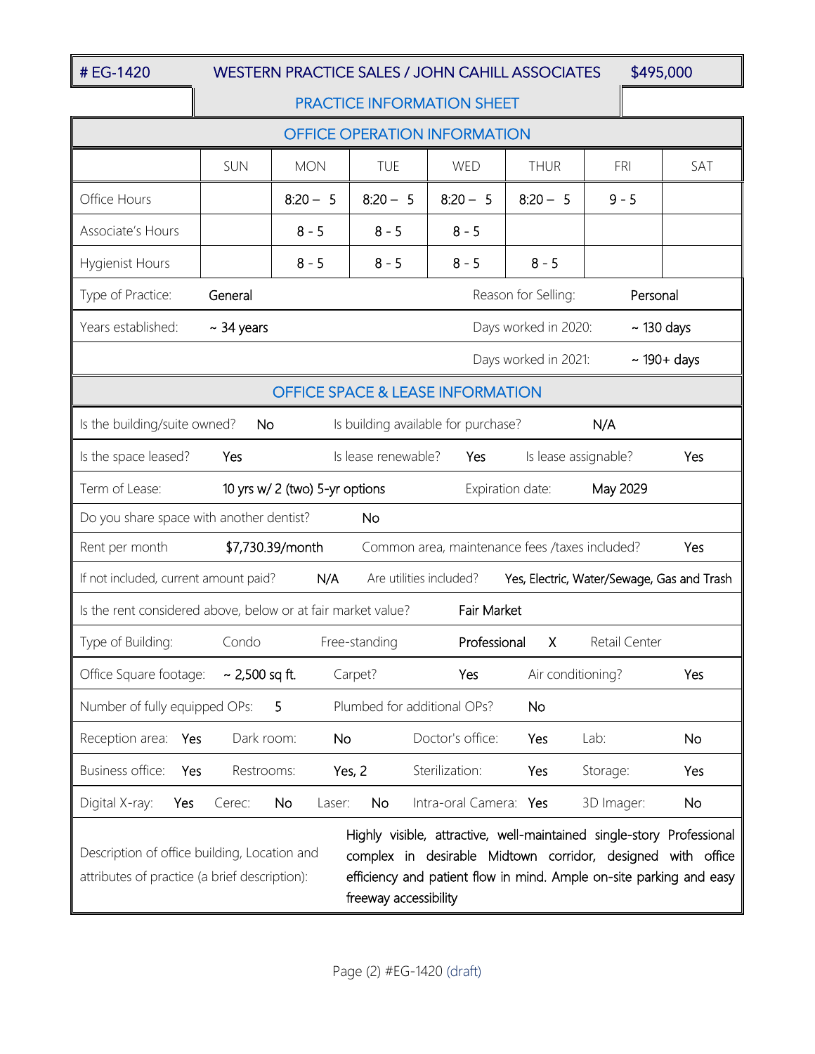| # EG-1420 | WESTERN PRACTICE SALES / JOHN CAHILL ASSOCIATES | $495,000 |
|---|---|---|
| | PRACTICE INFORMATION SHEET | |

## OFFICE OPERATION INFORMATION

| | SUN | MON | TUE | WED | THUR | FRI | SAT |
|---|---|---|---|---|---|---|---|
| Office Hours | | 8:20 – 5 | 8:20 – 5 | 8:20 – 5 | 8:20 – 5 | 9 - 5 | |
| Associate's Hours | | 8 - 5 | 8 - 5 | 8 - 5 | | | |
| Hygienist Hours | | 8 - 5 | 8 - 5 | 8 - 5 | 8 - 5 | | |

| | | | |
|---|---|---|---|
| Type of Practice: | General | Reason for Selling: | Personal |
| Years established: | ~ 34 years | Days worked in 2020: | ~ 130 days |
| | | Days worked in 2021: | ~ 190+ days |

## OFFICE SPACE & LEASE INFORMATION

| | | | | | |
|---|---|---|---|---|---|
| Is the building/suite owned? | No | Is building available for purchase? | N/A | | |
| Is the space leased? | Yes | Is lease renewable? | Yes | Is lease assignable? | Yes |
| Term of Lease: | 10 yrs w/ 2 (two) 5-yr options | Expiration date: | May 2029 | | |
| Do you share space with another dentist? | No | | | | |
| Rent per month | $7,730.39/month | Common area, maintenance fees /taxes included? | Yes | | |
| If not included, current amount paid? | N/A | Are utilities included? | Yes, Electric, Water/Sewage, Gas and Trash | | |
| Is the rent considered above, below or at fair market value? | Fair Market | | | | |
| Type of Building: | Condo | Free-standing | Professional X | Retail Center | |
| Office Square footage: | ~ 2,500 sq ft. | Carpet? | Yes | Air conditioning? | Yes |
| Number of fully equipped OPs: | 5 | Plumbed for additional OPs? | No | | |

| | | | | | | | |
|---|---|---|---|---|---|---|---|
| Reception area: | Yes | Dark room: | No | Doctor's office: | Yes | Lab: | No |
| Business office: | Yes | Restrooms: | Yes, 2 | Sterilization: | Yes | Storage: | Yes |

| | | | | | | | | | |
|---|---|---|---|---|---|---|---|---|---|
| Digital X-ray: | Yes | Cerec: | No | Laser: | No | Intra-oral Camera: | Yes | 3D Imager: | No |

| | |
|---|---|
| Description of office building, Location and attributes of practice (a brief description): | Highly visible, attractive, well-maintained single-story Professional complex in desirable Midtown corridor, designed with office efficiency and patient flow in mind. Ample on-site parking and easy freeway accessibility |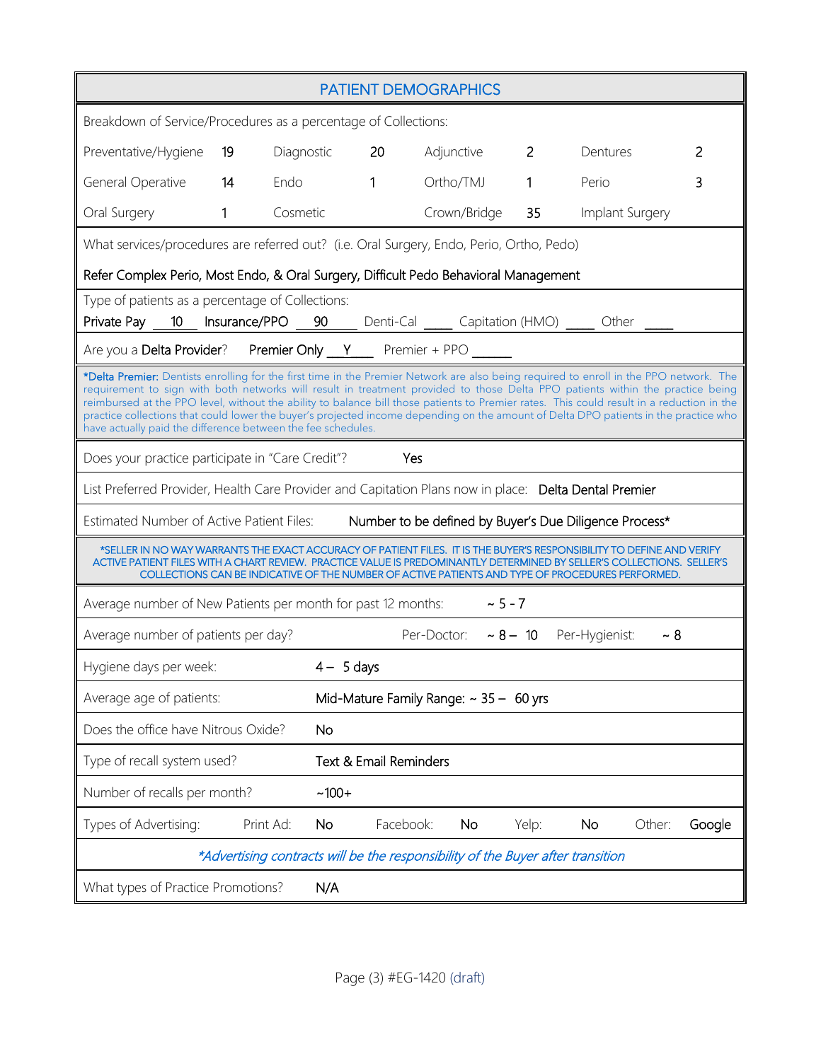## PATIENT DEMOGRAPHICS

Breakdown of Service/Procedures as a percentage of Collections:

| Service | % | Service | % | Service | % | Service | % |
|---|---|---|---|---|---|---|---|
| Preventative/Hygiene | 19 | Diagnostic | 20 | Adjunctive | 2 | Dentures | 2 |
| General Operative | 14 | Endo | 1 | Ortho/TMJ | 1 | Perio | 3 |
| Oral Surgery | 1 | Cosmetic | | Crown/Bridge | 35 | Implant Surgery | |

What services/procedures are referred out? (i.e. Oral Surgery, Endo, Perio, Ortho, Pedo)

Refer Complex Perio, Most Endo, & Oral Surgery, Difficult Pedo Behavioral Management

Type of patients as a percentage of Collections:
Private Pay 10 Insurance/PPO 90 Denti-Cal ____ Capitation (HMO) ____ Other ____

Are you a Delta Provider? Premier Only Y Premier + PPO ______

*Delta Premier: Dentists enrolling for the first time in the Premier Network are also being required to enroll in the PPO network. The requirement to sign with both networks will result in treatment provided to those Delta PPO patients within the practice being reimbursed at the PPO level, without the ability to balance bill those patients to Premier rates. This could result in a reduction in the practice collections that could lower the buyer's projected income depending on the amount of Delta DPO patients in the practice who have actually paid the difference between the fee schedules.

Does your practice participate in "Care Credit"? Yes

List Preferred Provider, Health Care Provider and Capitation Plans now in place: Delta Dental Premier

Estimated Number of Active Patient Files: Number to be defined by Buyer's Due Diligence Process*

*SELLER IN NO WAY WARRANTS THE EXACT ACCURACY OF PATIENT FILES. IT IS THE BUYER'S RESPONSIBILITY TO DEFINE AND VERIFY ACTIVE PATIENT FILES WITH A CHART REVIEW. PRACTICE VALUE IS PREDOMINANTLY DETERMINED BY SELLER'S COLLECTIONS. SELLER'S COLLECTIONS CAN BE INDICATIVE OF THE NUMBER OF ACTIVE PATIENTS AND TYPE OF PROCEDURES PERFORMED.

Average number of New Patients per month for past 12 months: ~ 5 - 7

Average number of patients per day? Per-Doctor: ~ 8 – 10 Per-Hygienist: ~ 8

Hygiene days per week: 4 – 5 days

Average age of patients: Mid-Mature Family Range: ~ 35 – 60 yrs

Does the office have Nitrous Oxide? No

Type of recall system used? Text & Email Reminders

Number of recalls per month? ~100+

Types of Advertising: Print Ad: No Facebook: No Yelp: No Other: Google

*Advertising contracts will be the responsibility of the Buyer after transition*

What types of Practice Promotions? N/A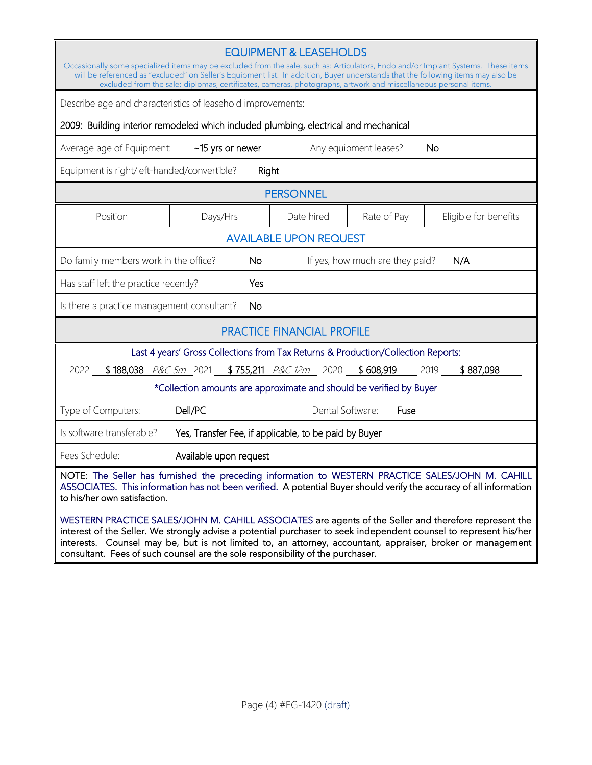## EQUIPMENT & LEASEHOLDS

Occasionally some specialized items may be excluded from the sale, such as: Articulators, Endo and/or Implant Systems. These items will be referenced as "excluded" on Seller's Equipment list. In addition, Buyer understands that the following items may also be excluded from the sale: diplomas, certificates, cameras, photographs, artwork and miscellaneous personal items.

Describe age and characteristics of leasehold improvements:

2009: Building interior remodeled which included plumbing, electrical and mechanical

Average age of Equipment: ~15 yrs or newer — Any equipment leases? No

Equipment is right/left-handed/convertible? Right

## PERSONNEL

| Position | Days/Hrs | Date hired | Rate of Pay | Eligible for benefits |
|---|---|---|---|---|
| AVAILABLE UPON REQUEST | | | | |

Do family members work in the office? No — If yes, how much are they paid? N/A

Has staff left the practice recently? Yes

Is there a practice management consultant? No

## PRACTICE FINANCIAL PROFILE

Last 4 years' Gross Collections from Tax Returns & Production/Collection Reports:

2022 $ 188,038 *P&C 5m* 2021 $ 755,211 *P&C 12m* 2020 $ 608,919 2019 $ 887,098

*Collection amounts are approximate and should be verified by Buyer

Type of Computers: Dell/PC — Dental Software: Fuse

Is software transferable? Yes, Transfer Fee, if applicable, to be paid by Buyer

Fees Schedule: Available upon request

NOTE: The Seller has furnished the preceding information to WESTERN PRACTICE SALES/JOHN M. CAHILL ASSOCIATES. This information has not been verified. A potential Buyer should verify the accuracy of all information to his/her own satisfaction.

WESTERN PRACTICE SALES/JOHN M. CAHILL ASSOCIATES are agents of the Seller and therefore represent the interest of the Seller. We strongly advise a potential purchaser to seek independent counsel to represent his/her interests. Counsel may be, but is not limited to, an attorney, accountant, appraiser, broker or management consultant. Fees of such counsel are the sole responsibility of the purchaser.

Page (4) #EG-1420 (draft)